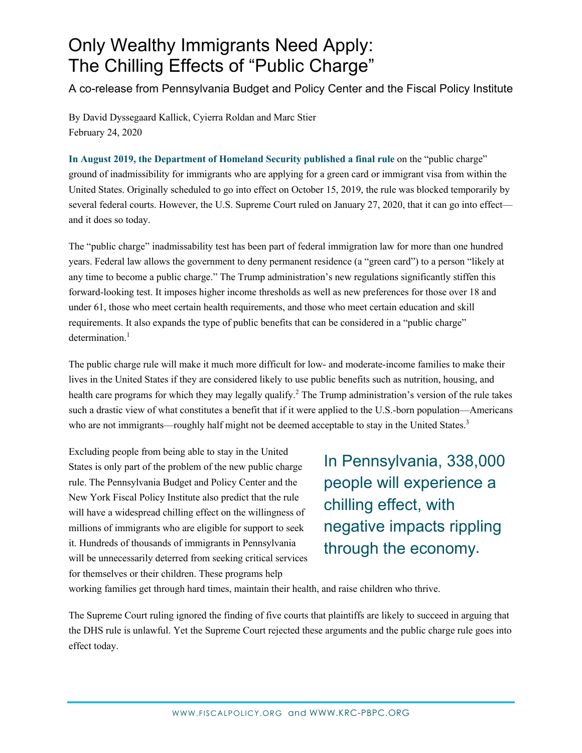# Only Wealthy Immigrants Need Apply: The Chilling Effects of "Public Charge"

A co-release from Pennsylvania Budget and Policy Center and the Fiscal Policy Institute

By David Dyssegaard Kallick, Cyierra Roldan and Marc Stier
February 24, 2020

**In August 2019, the Department of Homeland Security published a final rule** on the "public charge" ground of inadmissibility for immigrants who are applying for a green card or immigrant visa from within the United States. Originally scheduled to go into effect on October 15, 2019, the rule was blocked temporarily by several federal courts. However, the U.S. Supreme Court ruled on January 27, 2020, that it can go into effect—and it does so today.

The "public charge" inadmissability test has been part of federal immigration law for more than one hundred years. Federal law allows the government to deny permanent residence (a "green card") to a person "likely at any time to become a public charge." The Trump administration's new regulations significantly stiffen this forward-looking test. It imposes higher income thresholds as well as new preferences for those over 18 and under 61, those who meet certain health requirements, and those who meet certain education and skill requirements. It also expands the type of public benefits that can be considered in a "public charge" determination.[1]

The public charge rule will make it much more difficult for low- and moderate-income families to make their lives in the United States if they are considered likely to use public benefits such as nutrition, housing, and health care programs for which they may legally qualify.[2] The Trump administration's version of the rule takes such a drastic view of what constitutes a benefit that if it were applied to the U.S.-born population—Americans who are not immigrants—roughly half might not be deemed acceptable to stay in the United States.[3]

> In Pennsylvania, 338,000 people will experience a chilling effect, with negative impacts rippling through the economy.

Excluding people from being able to stay in the United States is only part of the problem of the new public charge rule. The Pennsylvania Budget and Policy Center and the New York Fiscal Policy Institute also predict that the rule will have a widespread chilling effect on the willingness of millions of immigrants who are eligible for support to seek it. Hundreds of thousands of immigrants in Pennsylvania will be unnecessarily deterred from seeking critical services for themselves or their children. These programs help working families get through hard times, maintain their health, and raise children who thrive.

The Supreme Court ruling ignored the finding of five courts that plaintiffs are likely to succeed in arguing that the DHS rule is unlawful. Yet the Supreme Court rejected these arguments and the public charge rule goes into effect today.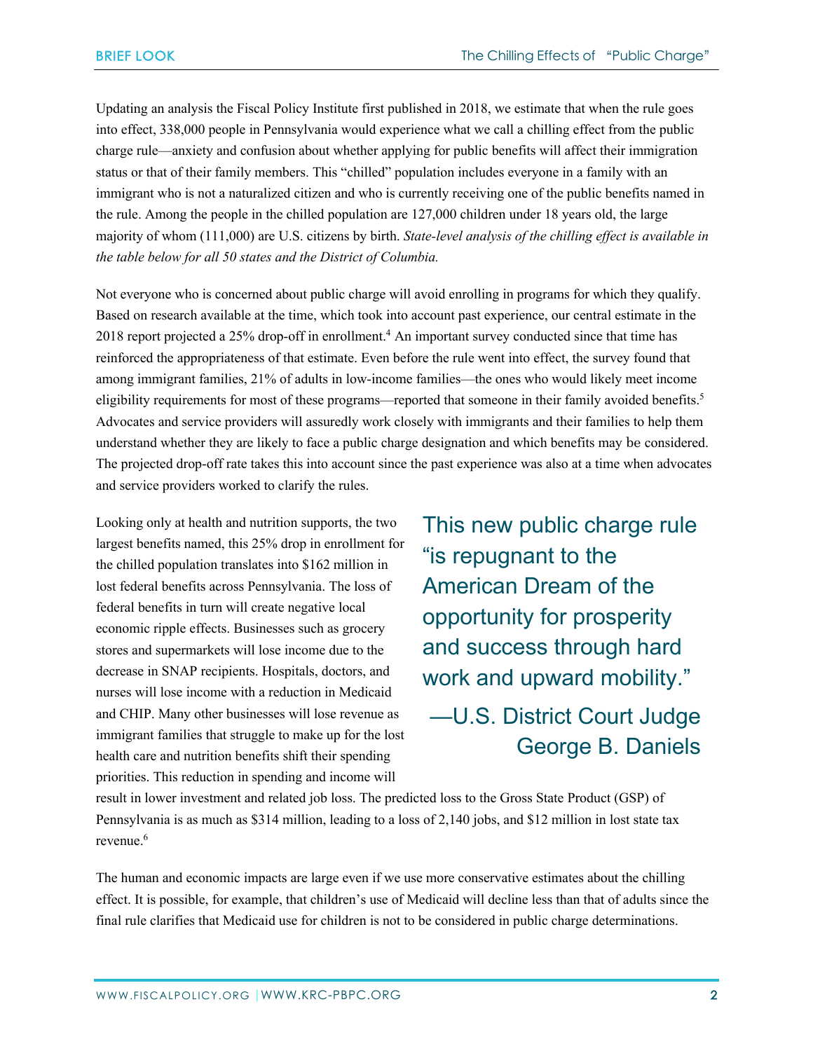Updating an analysis the Fiscal Policy Institute first published in 2018, we estimate that when the rule goes into effect, 338,000 people in Pennsylvania would experience what we call a chilling effect from the public charge rule—anxiety and confusion about whether applying for public benefits will affect their immigration status or that of their family members. This "chilled" population includes everyone in a family with an immigrant who is not a naturalized citizen and who is currently receiving one of the public benefits named in the rule. Among the people in the chilled population are 127,000 children under 18 years old, the large majority of whom (111,000) are U.S. citizens by birth. *State-level analysis of the chilling effect is available in the table below for all 50 states and the District of Columbia.*

Not everyone who is concerned about public charge will avoid enrolling in programs for which they qualify. Based on research available at the time, which took into account past experience, our central estimate in the 2018 report projected a 25% drop-off in enrollment.[4] An important survey conducted since that time has reinforced the appropriateness of that estimate. Even before the rule went into effect, the survey found that among immigrant families, 21% of adults in low-income families—the ones who would likely meet income eligibility requirements for most of these programs—reported that someone in their family avoided benefits.[5] Advocates and service providers will assuredly work closely with immigrants and their families to help them understand whether they are likely to face a public charge designation and which benefits may be considered. The projected drop-off rate takes this into account since the past experience was also at a time when advocates and service providers worked to clarify the rules.

> This new public charge rule "is repugnant to the American Dream of the opportunity for prosperity and success through hard work and upward mobility."
>
> —U.S. District Court Judge George B. Daniels

Looking only at health and nutrition supports, the two largest benefits named, this 25% drop in enrollment for the chilled population translates into $162 million in lost federal benefits across Pennsylvania. The loss of federal benefits in turn will create negative local economic ripple effects. Businesses such as grocery stores and supermarkets will lose income due to the decrease in SNAP recipients. Hospitals, doctors, and nurses will lose income with a reduction in Medicaid and CHIP. Many other businesses will lose revenue as immigrant families that struggle to make up for the lost health care and nutrition benefits shift their spending priorities. This reduction in spending and income will result in lower investment and related job loss. The predicted loss to the Gross State Product (GSP) of Pennsylvania is as much as $314 million, leading to a loss of 2,140 jobs, and $12 million in lost state tax revenue.[6]

The human and economic impacts are large even if we use more conservative estimates about the chilling effect. It is possible, for example, that children's use of Medicaid will decline less than that of adults since the final rule clarifies that Medicaid use for children is not to be considered in public charge determinations.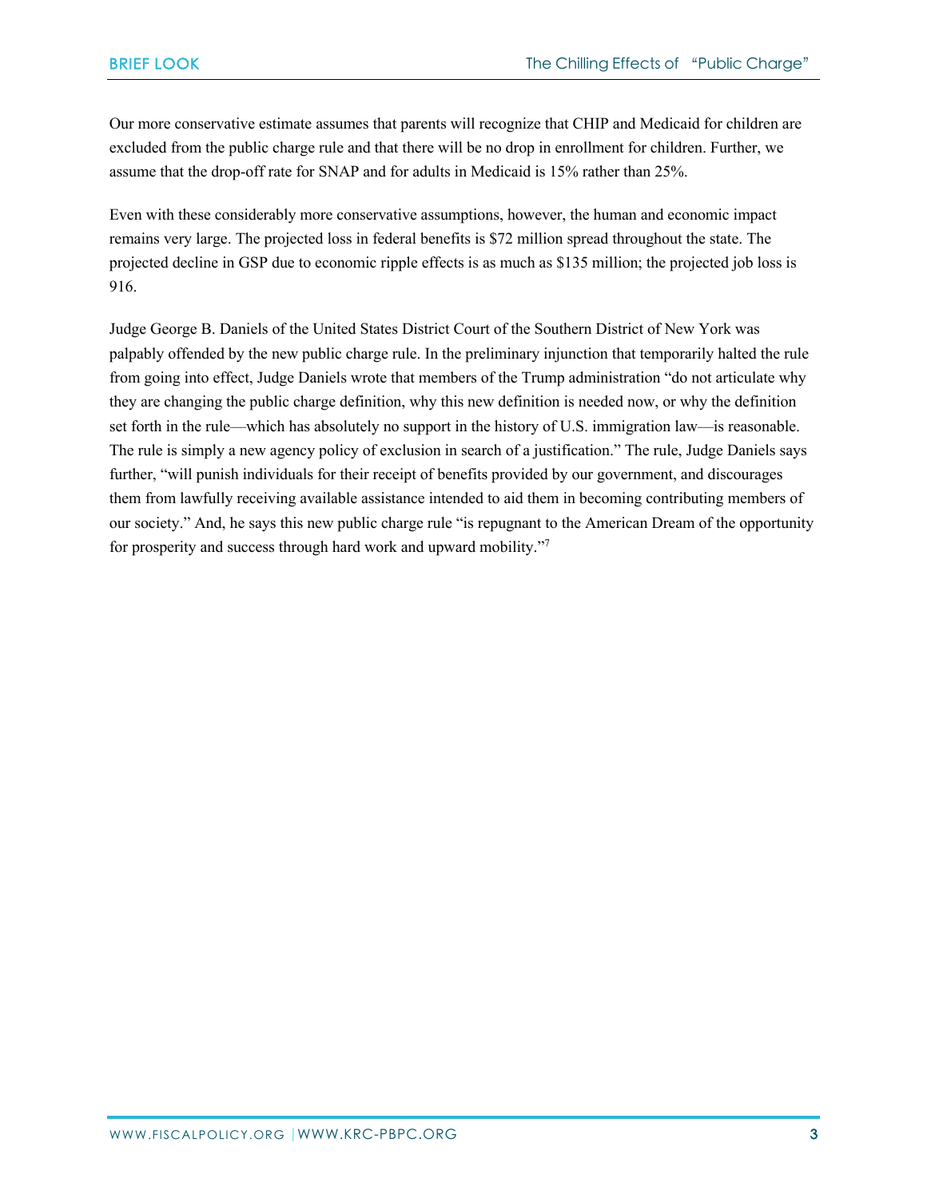Our more conservative estimate assumes that parents will recognize that CHIP and Medicaid for children are excluded from the public charge rule and that there will be no drop in enrollment for children. Further, we assume that the drop-off rate for SNAP and for adults in Medicaid is 15% rather than 25%.

Even with these considerably more conservative assumptions, however, the human and economic impact remains very large. The projected loss in federal benefits is $72 million spread throughout the state. The projected decline in GSP due to economic ripple effects is as much as $135 million; the projected job loss is 916.

Judge George B. Daniels of the United States District Court of the Southern District of New York was palpably offended by the new public charge rule. In the preliminary injunction that temporarily halted the rule from going into effect, Judge Daniels wrote that members of the Trump administration "do not articulate why they are changing the public charge definition, why this new definition is needed now, or why the definition set forth in the rule—which has absolutely no support in the history of U.S. immigration law—is reasonable. The rule is simply a new agency policy of exclusion in search of a justification." The rule, Judge Daniels says further, "will punish individuals for their receipt of benefits provided by our government, and discourages them from lawfully receiving available assistance intended to aid them in becoming contributing members of our society." And, he says this new public charge rule "is repugnant to the American Dream of the opportunity for prosperity and success through hard work and upward mobility."[7]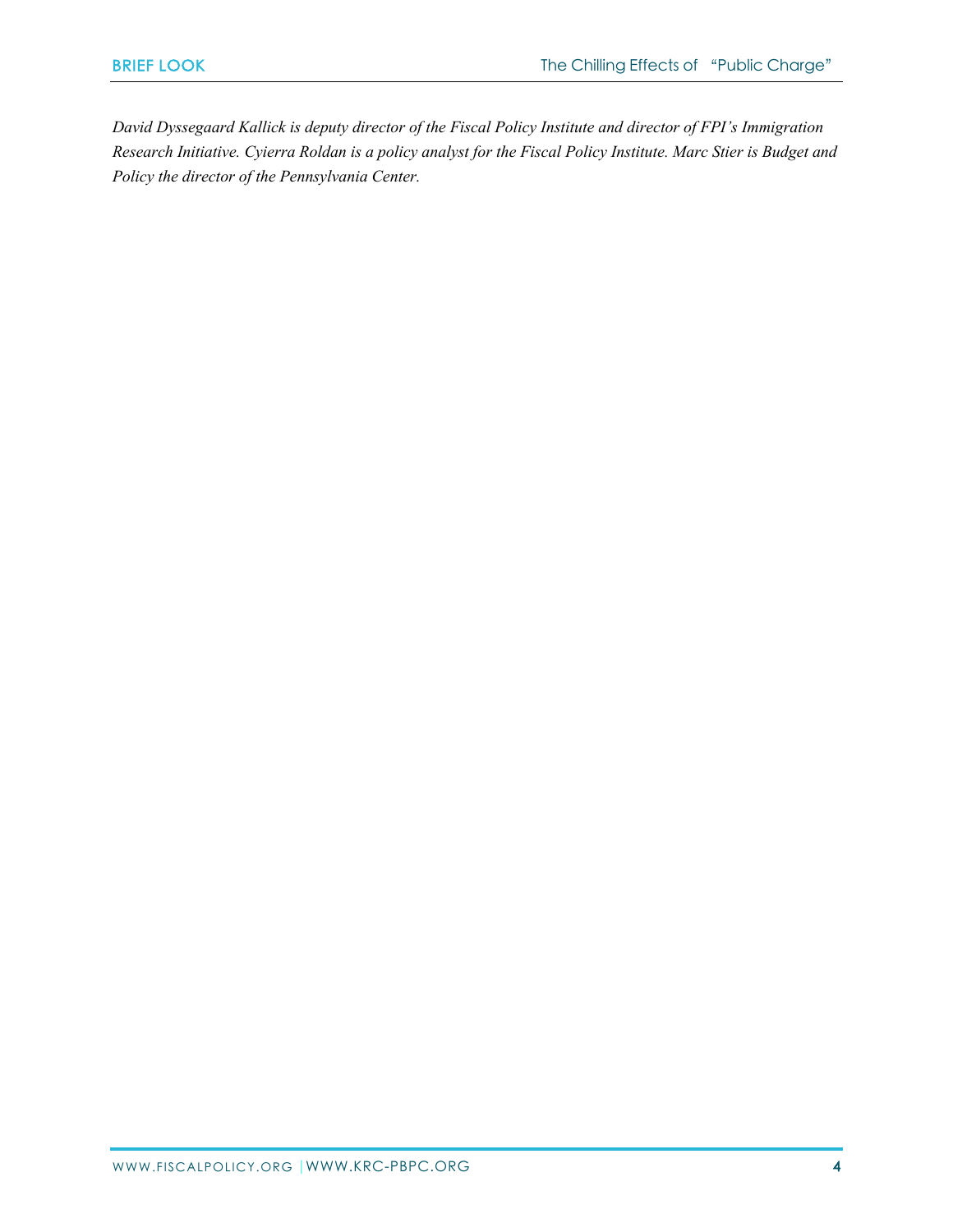*David Dyssegaard Kallick is deputy director of the Fiscal Policy Institute and director of FPI's Immigration Research Initiative. Cyierra Roldan is a policy analyst for the Fiscal Policy Institute. Marc Stier is Budget and Policy the director of the Pennsylvania Center.*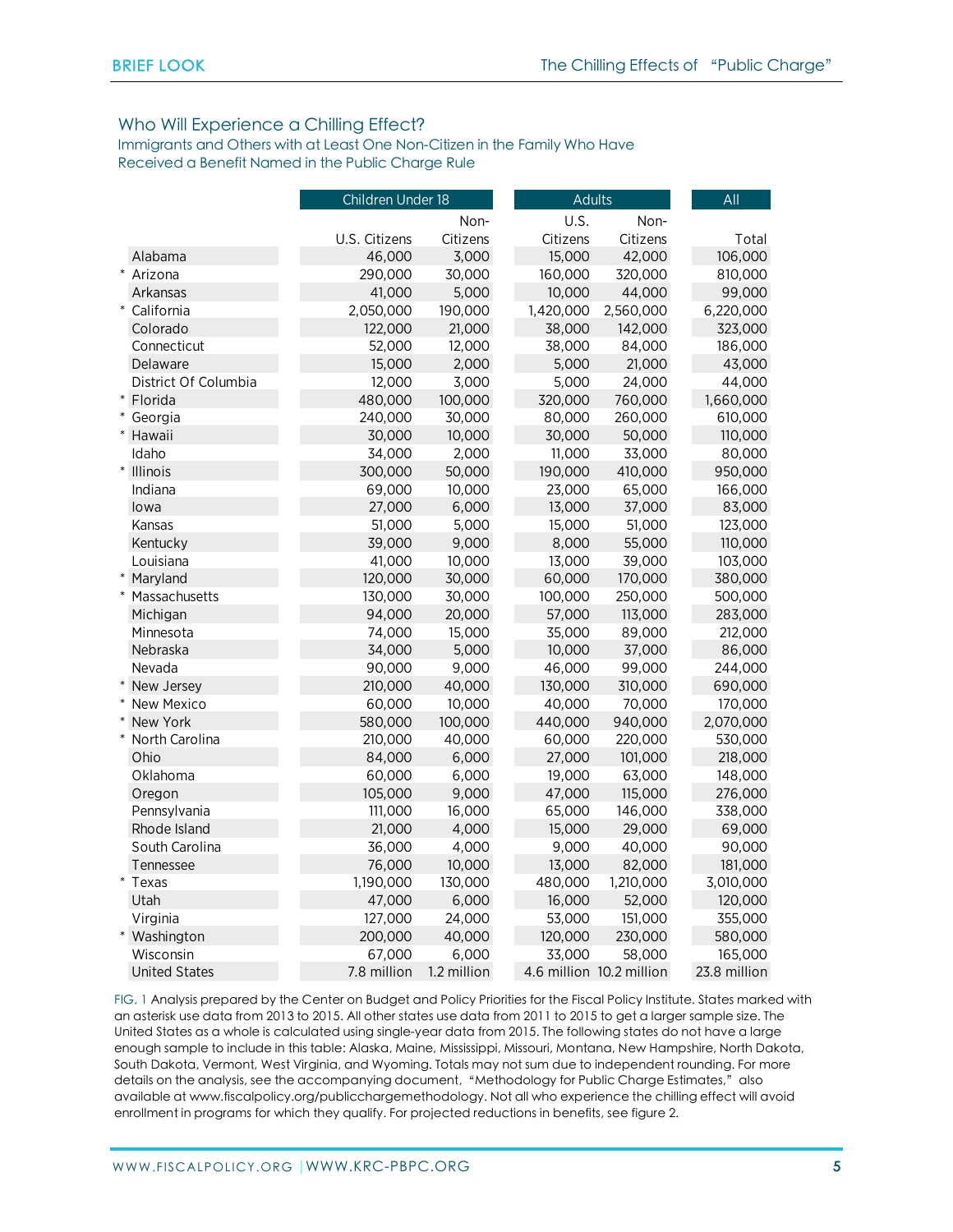## Who Will Experience a Chilling Effect?

### Immigrants and Others with at Least One Non-Citizen in the Family Who Have Received a Benefit Named in the Public Charge Rule

| | Children Under 18 | | Adults | | All |
|---|---|---|---|---|---|
| | U.S. Citizens | Non-Citizens | U.S. Citizens | Non-Citizens | Total |
| Alabama | 46,000 | 3,000 | 15,000 | 42,000 | 106,000 |
| * Arizona | 290,000 | 30,000 | 160,000 | 320,000 | 810,000 |
| Arkansas | 41,000 | 5,000 | 10,000 | 44,000 | 99,000 |
| * California | 2,050,000 | 190,000 | 1,420,000 | 2,560,000 | 6,220,000 |
| Colorado | 122,000 | 21,000 | 38,000 | 142,000 | 323,000 |
| Connecticut | 52,000 | 12,000 | 38,000 | 84,000 | 186,000 |
| Delaware | 15,000 | 2,000 | 5,000 | 21,000 | 43,000 |
| District Of Columbia | 12,000 | 3,000 | 5,000 | 24,000 | 44,000 |
| * Florida | 480,000 | 100,000 | 320,000 | 760,000 | 1,660,000 |
| * Georgia | 240,000 | 30,000 | 80,000 | 260,000 | 610,000 |
| * Hawaii | 30,000 | 10,000 | 30,000 | 50,000 | 110,000 |
| Idaho | 34,000 | 2,000 | 11,000 | 33,000 | 80,000 |
| * Illinois | 300,000 | 50,000 | 190,000 | 410,000 | 950,000 |
| Indiana | 69,000 | 10,000 | 23,000 | 65,000 | 166,000 |
| Iowa | 27,000 | 6,000 | 13,000 | 37,000 | 83,000 |
| Kansas | 51,000 | 5,000 | 15,000 | 51,000 | 123,000 |
| Kentucky | 39,000 | 9,000 | 8,000 | 55,000 | 110,000 |
| Louisiana | 41,000 | 10,000 | 13,000 | 39,000 | 103,000 |
| * Maryland | 120,000 | 30,000 | 60,000 | 170,000 | 380,000 |
| * Massachusetts | 130,000 | 30,000 | 100,000 | 250,000 | 500,000 |
| Michigan | 94,000 | 20,000 | 57,000 | 113,000 | 283,000 |
| Minnesota | 74,000 | 15,000 | 35,000 | 89,000 | 212,000 |
| Nebraska | 34,000 | 5,000 | 10,000 | 37,000 | 86,000 |
| Nevada | 90,000 | 9,000 | 46,000 | 99,000 | 244,000 |
| * New Jersey | 210,000 | 40,000 | 130,000 | 310,000 | 690,000 |
| * New Mexico | 60,000 | 10,000 | 40,000 | 70,000 | 170,000 |
| * New York | 580,000 | 100,000 | 440,000 | 940,000 | 2,070,000 |
| * North Carolina | 210,000 | 40,000 | 60,000 | 220,000 | 530,000 |
| Ohio | 84,000 | 6,000 | 27,000 | 101,000 | 218,000 |
| Oklahoma | 60,000 | 6,000 | 19,000 | 63,000 | 148,000 |
| Oregon | 105,000 | 9,000 | 47,000 | 115,000 | 276,000 |
| Pennsylvania | 111,000 | 16,000 | 65,000 | 146,000 | 338,000 |
| Rhode Island | 21,000 | 4,000 | 15,000 | 29,000 | 69,000 |
| South Carolina | 36,000 | 4,000 | 9,000 | 40,000 | 90,000 |
| Tennessee | 76,000 | 10,000 | 13,000 | 82,000 | 181,000 |
| * Texas | 1,190,000 | 130,000 | 480,000 | 1,210,000 | 3,010,000 |
| Utah | 47,000 | 6,000 | 16,000 | 52,000 | 120,000 |
| Virginia | 127,000 | 24,000 | 53,000 | 151,000 | 355,000 |
| * Washington | 200,000 | 40,000 | 120,000 | 230,000 | 580,000 |
| Wisconsin | 67,000 | 6,000 | 33,000 | 58,000 | 165,000 |
| United States | 7.8 million | 1.2 million | 4.6 million | 10.2 million | 23.8 million |

FIG. 1 Analysis prepared by the Center on Budget and Policy Priorities for the Fiscal Policy Institute. States marked with an asterisk use data from 2013 to 2015. All other states use data from 2011 to 2015 to get a larger sample size. The United States as a whole is calculated using single-year data from 2015. The following states do not have a large enough sample to include in this table: Alaska, Maine, Mississippi, Missouri, Montana, New Hampshire, North Dakota, South Dakota, Vermont, West Virginia, and Wyoming. Totals may not sum due to independent rounding. For more details on the analysis, see the accompanying document, "Methodology for Public Charge Estimates," also available at www.fiscalpolicy.org/publicchargemethodology. Not all who experience the chilling effect will avoid enrollment in programs for which they qualify. For projected reductions in benefits, see figure 2.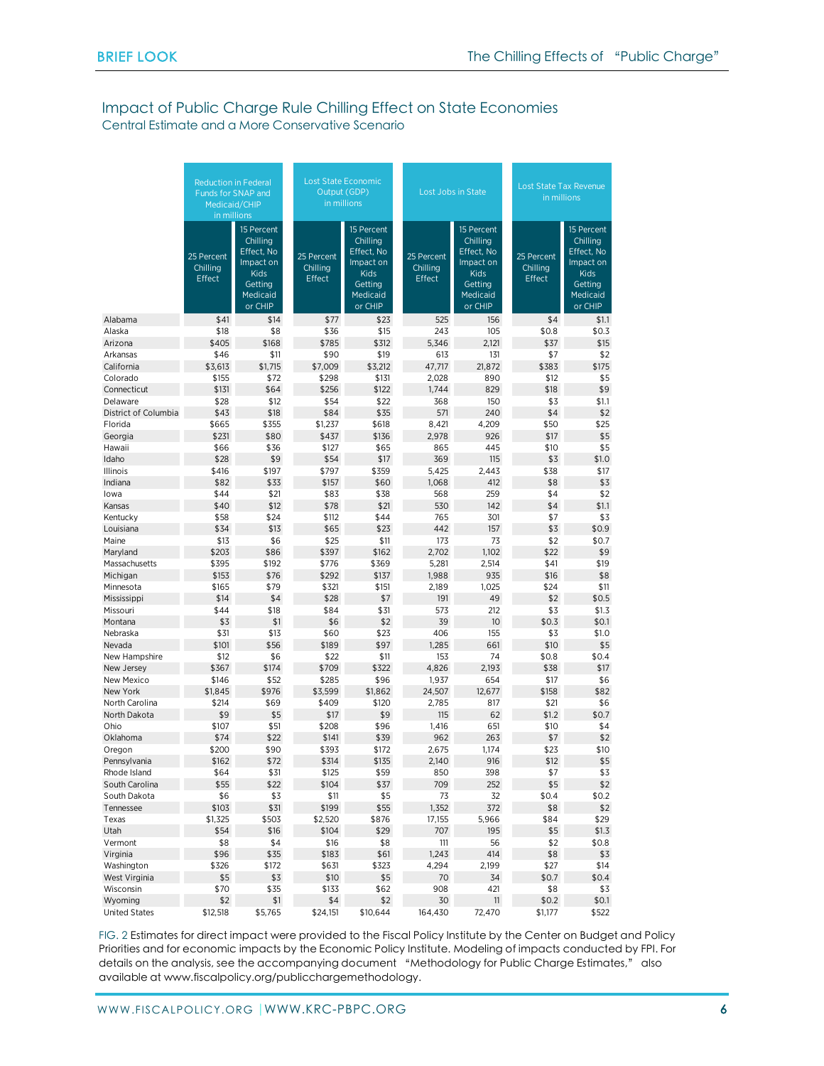## Impact of Public Charge Rule Chilling Effect on State Economies

Central Estimate and a More Conservative Scenario

| | Reduction in Federal Funds for SNAP and Medicaid/CHIP in millions | | Lost State Economic Output (GDP) in millions | | Lost Jobs in State | | Lost State Tax Revenue in millions | |
|---|---|---|---|---|---|---|---|---|
| | 25 Percent Chilling Effect | 15 Percent Chilling Effect, No Impact on Kids Getting Medicaid or CHIP | 25 Percent Chilling Effect | 15 Percent Chilling Effect, No Impact on Kids Getting Medicaid or CHIP | 25 Percent Chilling Effect | 15 Percent Chilling Effect, No Impact on Kids Getting Medicaid or CHIP | 25 Percent Chilling Effect | 15 Percent Chilling Effect, No Impact on Kids Getting Medicaid or CHIP |
| Alabama | $41 | $14 | $77 | $23 | 525 | 156 | $4 | $1.1 |
| Alaska | $18 | $8 | $36 | $15 | 243 | 105 | $0.8 | $0.3 |
| Arizona | $405 | $168 | $785 | $312 | 5,346 | 2,121 | $37 | $15 |
| Arkansas | $46 | $11 | $90 | $19 | 613 | 131 | $7 | $2 |
| California | $3,613 | $1,715 | $7,009 | $3,212 | 47,717 | 21,872 | $383 | $175 |
| Colorado | $155 | $72 | $298 | $131 | 2,028 | 890 | $12 | $5 |
| Connecticut | $131 | $64 | $256 | $122 | 1,744 | 829 | $18 | $9 |
| Delaware | $28 | $12 | $54 | $22 | 368 | 150 | $3 | $1.1 |
| District of Columbia | $43 | $18 | $84 | $35 | 571 | 240 | $4 | $2 |
| Florida | $665 | $355 | $1,237 | $618 | 8,421 | 4,209 | $50 | $25 |
| Georgia | $231 | $80 | $437 | $136 | 2,978 | 926 | $17 | $5 |
| Hawaii | $66 | $36 | $127 | $65 | 865 | 445 | $10 | $5 |
| Idaho | $28 | $9 | $54 | $17 | 369 | 115 | $3 | $1.0 |
| Illinois | $416 | $197 | $797 | $359 | 5,425 | 2,443 | $38 | $17 |
| Indiana | $82 | $33 | $157 | $60 | 1,068 | 412 | $8 | $3 |
| Iowa | $44 | $21 | $83 | $38 | 568 | 259 | $4 | $2 |
| Kansas | $40 | $12 | $78 | $21 | 530 | 142 | $4 | $1.1 |
| Kentucky | $58 | $24 | $112 | $44 | 765 | 301 | $7 | $3 |
| Louisiana | $34 | $13 | $65 | $23 | 442 | 157 | $3 | $0.9 |
| Maine | $13 | $6 | $25 | $11 | 173 | 73 | $2 | $0.7 |
| Maryland | $203 | $86 | $397 | $162 | 2,702 | 1,102 | $22 | $9 |
| Massachusetts | $395 | $192 | $776 | $369 | 5,281 | 2,514 | $41 | $19 |
| Michigan | $153 | $76 | $292 | $137 | 1,988 | 935 | $16 | $8 |
| Minnesota | $165 | $79 | $321 | $151 | 2,189 | 1,025 | $24 | $11 |
| Mississippi | $14 | $4 | $28 | $7 | 191 | 49 | $2 | $0.5 |
| Missouri | $44 | $18 | $84 | $31 | 573 | 212 | $3 | $1.3 |
| Montana | $3 | $1 | $6 | $2 | 39 | 10 | $0.3 | $0.1 |
| Nebraska | $31 | $13 | $60 | $23 | 406 | 155 | $3 | $1.0 |
| Nevada | $101 | $56 | $189 | $97 | 1,285 | 661 | $10 | $5 |
| New Hampshire | $12 | $6 | $22 | $11 | 153 | 74 | $0.8 | $0.4 |
| New Jersey | $367 | $174 | $709 | $322 | 4,826 | 2,193 | $38 | $17 |
| New Mexico | $146 | $52 | $285 | $96 | 1,937 | 654 | $17 | $6 |
| New York | $1,845 | $976 | $3,599 | $1,862 | 24,507 | 12,677 | $158 | $82 |
| North Carolina | $214 | $69 | $409 | $120 | 2,785 | 817 | $21 | $6 |
| North Dakota | $9 | $5 | $17 | $9 | 115 | 62 | $1.2 | $0.7 |
| Ohio | $107 | $51 | $208 | $96 | 1,416 | 651 | $10 | $4 |
| Oklahoma | $74 | $22 | $141 | $39 | 962 | 263 | $7 | $2 |
| Oregon | $200 | $90 | $393 | $172 | 2,675 | 1,174 | $23 | $10 |
| Pennsylvania | $162 | $72 | $314 | $135 | 2,140 | 916 | $12 | $5 |
| Rhode Island | $64 | $31 | $125 | $59 | 850 | 398 | $7 | $3 |
| South Carolina | $55 | $22 | $104 | $37 | 709 | 252 | $5 | $2 |
| South Dakota | $6 | $3 | $11 | $5 | 73 | 32 | $0.4 | $0.2 |
| Tennessee | $103 | $31 | $199 | $55 | 1,352 | 372 | $8 | $2 |
| Texas | $1,325 | $503 | $2,520 | $876 | 17,155 | 5,966 | $84 | $29 |
| Utah | $54 | $16 | $104 | $29 | 707 | 195 | $5 | $1.3 |
| Vermont | $8 | $4 | $16 | $8 | 111 | 56 | $2 | $0.8 |
| Virginia | $96 | $35 | $183 | $61 | 1,243 | 414 | $8 | $3 |
| Washington | $326 | $172 | $631 | $323 | 4,294 | 2,199 | $27 | $14 |
| West Virginia | $5 | $3 | $10 | $5 | 70 | 34 | $0.7 | $0.4 |
| Wisconsin | $70 | $35 | $133 | $62 | 908 | 421 | $8 | $3 |
| Wyoming | $2 | $1 | $4 | $2 | 30 | 11 | $0.2 | $0.1 |
| United States | $12,518 | $5,765 | $24,151 | $10,644 | 164,430 | 72,470 | $1,177 | $522 |

FIG. 2 Estimates for direct impact were provided to the Fiscal Policy Institute by the Center on Budget and Policy Priorities and for economic impacts by the Economic Policy Institute. Modeling of impacts conducted by FPI. For details on the analysis, see the accompanying document "Methodology for Public Charge Estimates," also available at www.fiscalpolicy.org/publicchargemethodology.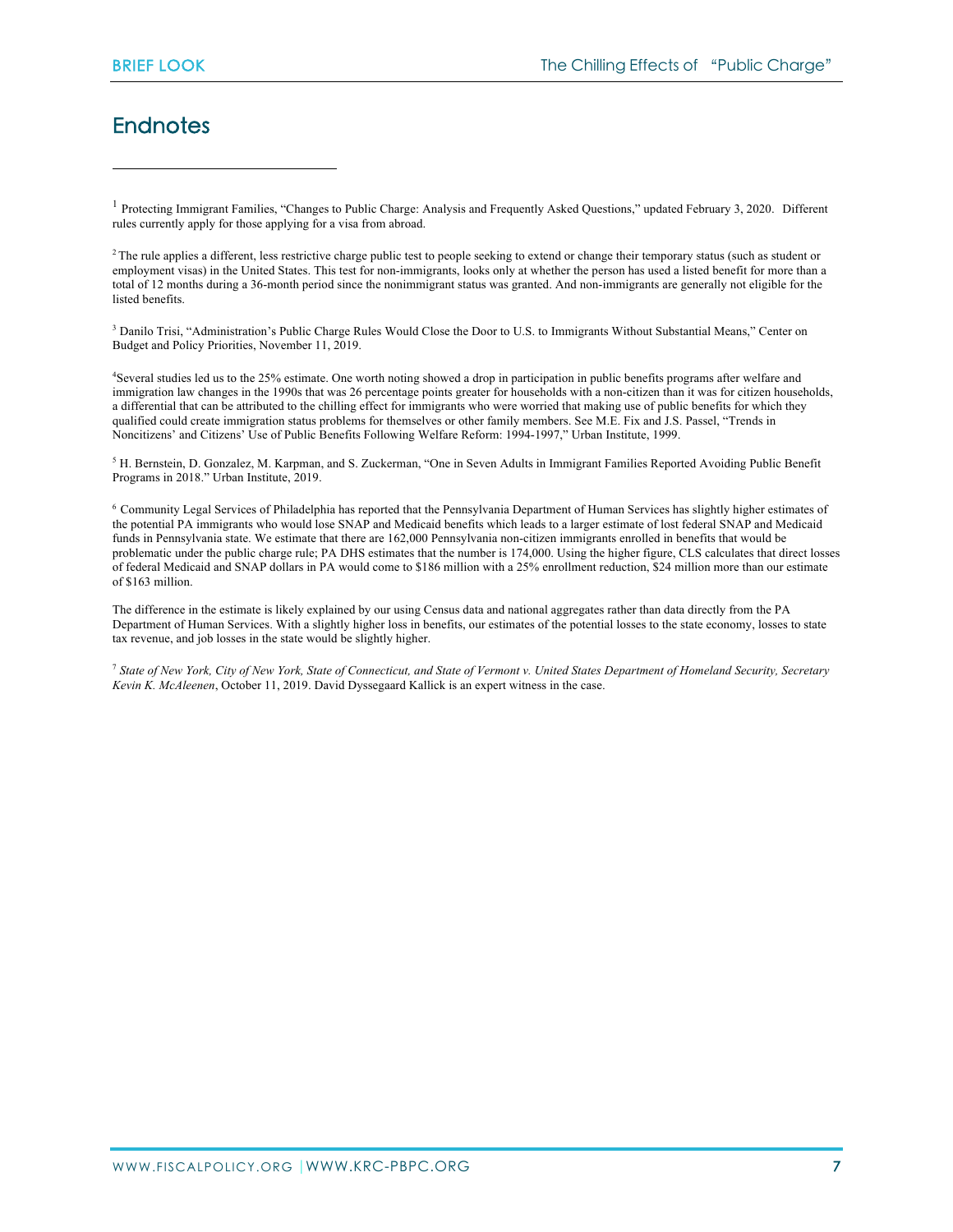## Endnotes

[1] Protecting Immigrant Families, "Changes to Public Charge: Analysis and Frequently Asked Questions," updated February 3, 2020. Different rules currently apply for those applying for a visa from abroad.

[2] The rule applies a different, less restrictive charge public test to people seeking to extend or change their temporary status (such as student or employment visas) in the United States. This test for non-immigrants, looks only at whether the person has used a listed benefit for more than a total of 12 months during a 36-month period since the nonimmigrant status was granted. And non-immigrants are generally not eligible for the listed benefits.

[3] Danilo Trisi, "Administration's Public Charge Rules Would Close the Door to U.S. to Immigrants Without Substantial Means," Center on Budget and Policy Priorities, November 11, 2019.

[4] Several studies led us to the 25% estimate. One worth noting showed a drop in participation in public benefits programs after welfare and immigration law changes in the 1990s that was 26 percentage points greater for households with a non-citizen than it was for citizen households, a differential that can be attributed to the chilling effect for immigrants who were worried that making use of public benefits for which they qualified could create immigration status problems for themselves or other family members. See M.E. Fix and J.S. Passel, "Trends in Noncitizens' and Citizens' Use of Public Benefits Following Welfare Reform: 1994-1997," Urban Institute, 1999.

[5] H. Bernstein, D. Gonzalez, M. Karpman, and S. Zuckerman, "One in Seven Adults in Immigrant Families Reported Avoiding Public Benefit Programs in 2018." Urban Institute, 2019.

[6] Community Legal Services of Philadelphia has reported that the Pennsylvania Department of Human Services has slightly higher estimates of the potential PA immigrants who would lose SNAP and Medicaid benefits which leads to a larger estimate of lost federal SNAP and Medicaid funds in Pennsylvania state. We estimate that there are 162,000 Pennsylvania non-citizen immigrants enrolled in benefits that would be problematic under the public charge rule; PA DHS estimates that the number is 174,000. Using the higher figure, CLS calculates that direct losses of federal Medicaid and SNAP dollars in PA would come to $186 million with a 25% enrollment reduction, $24 million more than our estimate of $163 million.

The difference in the estimate is likely explained by our using Census data and national aggregates rather than data directly from the PA Department of Human Services. With a slightly higher loss in benefits, our estimates of the potential losses to the state economy, losses to state tax revenue, and job losses in the state would be slightly higher.

[7] *State of New York, City of New York, State of Connecticut, and State of Vermont v. United States Department of Homeland Security, Secretary Kevin K. McAleenen*, October 11, 2019. David Dyssegaard Kallick is an expert witness in the case.